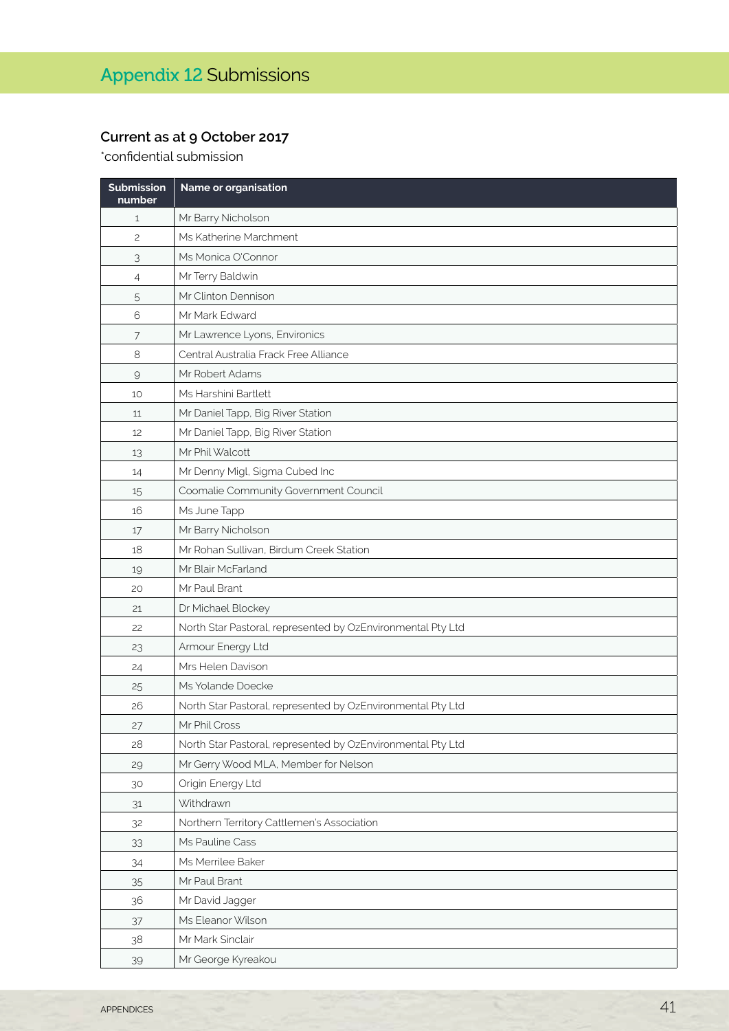# Appendix 12 Submissions

### Current as at 9 October 2017

*confidential submission

| Submission number | Name or organisation |
|---|---|
| 1 | Mr Barry Nicholson |
| 2 | Ms Katherine Marchment |
| 3 | Ms Monica O'Connor |
| 4 | Mr Terry Baldwin |
| 5 | Mr Clinton Dennison |
| 6 | Mr Mark Edward |
| 7 | Mr Lawrence Lyons, Environics |
| 8 | Central Australia Frack Free Alliance |
| 9 | Mr Robert Adams |
| 10 | Ms Harshini Bartlett |
| 11 | Mr Daniel Tapp, Big River Station |
| 12 | Mr Daniel Tapp, Big River Station |
| 13 | Mr Phil Walcott |
| 14 | Mr Denny Migl, Sigma Cubed Inc |
| 15 | Coomalie Community Government Council |
| 16 | Ms June Tapp |
| 17 | Mr Barry Nicholson |
| 18 | Mr Rohan Sullivan, Birdum Creek Station |
| 19 | Mr Blair McFarland |
| 20 | Mr Paul Brant |
| 21 | Dr Michael Blockey |
| 22 | North Star Pastoral, represented by OzEnvironmental Pty Ltd |
| 23 | Armour Energy Ltd |
| 24 | Mrs Helen Davison |
| 25 | Ms Yolande Doecke |
| 26 | North Star Pastoral, represented by OzEnvironmental Pty Ltd |
| 27 | Mr Phil Cross |
| 28 | North Star Pastoral, represented by OzEnvironmental Pty Ltd |
| 29 | Mr Gerry Wood MLA, Member for Nelson |
| 30 | Origin Energy Ltd |
| 31 | Withdrawn |
| 32 | Northern Territory Cattlemen's Association |
| 33 | Ms Pauline Cass |
| 34 | Ms Merrilee Baker |
| 35 | Mr Paul Brant |
| 36 | Mr David Jagger |
| 37 | Ms Eleanor Wilson |
| 38 | Mr Mark Sinclair |
| 39 | Mr George Kyreakou |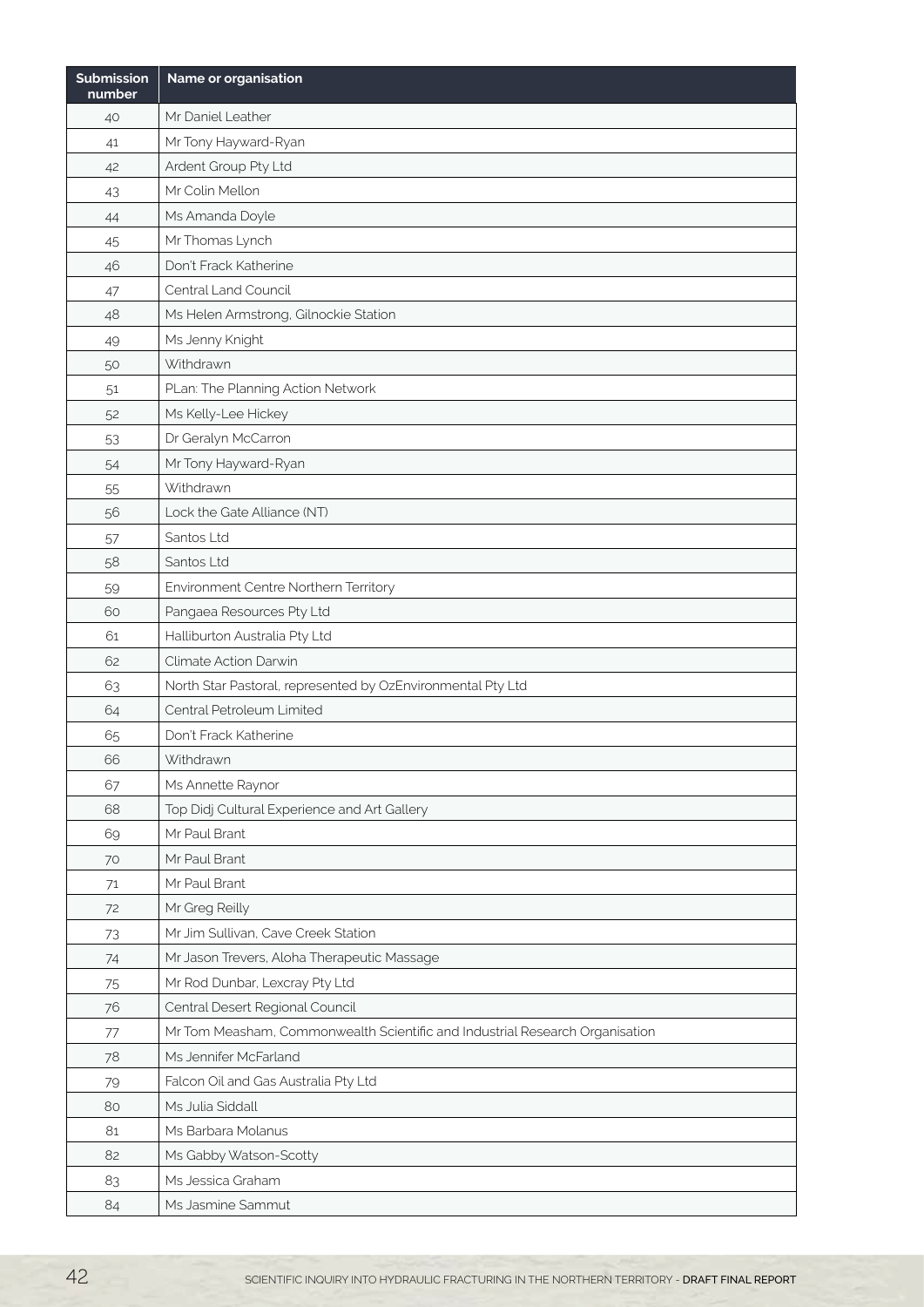| Submission number | Name or organisation |
|---|---|
| 40 | Mr Daniel Leather |
| 41 | Mr Tony Hayward-Ryan |
| 42 | Ardent Group Pty Ltd |
| 43 | Mr Colin Mellon |
| 44 | Ms Amanda Doyle |
| 45 | Mr Thomas Lynch |
| 46 | Don't Frack Katherine |
| 47 | Central Land Council |
| 48 | Ms Helen Armstrong, Gilnockie Station |
| 49 | Ms Jenny Knight |
| 50 | Withdrawn |
| 51 | PLan: The Planning Action Network |
| 52 | Ms Kelly-Lee Hickey |
| 53 | Dr Geralyn McCarron |
| 54 | Mr Tony Hayward-Ryan |
| 55 | Withdrawn |
| 56 | Lock the Gate Alliance (NT) |
| 57 | Santos Ltd |
| 58 | Santos Ltd |
| 59 | Environment Centre Northern Territory |
| 60 | Pangaea Resources Pty Ltd |
| 61 | Halliburton Australia Pty Ltd |
| 62 | Climate Action Darwin |
| 63 | North Star Pastoral, represented by OzEnvironmental Pty Ltd |
| 64 | Central Petroleum Limited |
| 65 | Don't Frack Katherine |
| 66 | Withdrawn |
| 67 | Ms Annette Raynor |
| 68 | Top Didj Cultural Experience and Art Gallery |
| 69 | Mr Paul Brant |
| 70 | Mr Paul Brant |
| 71 | Mr Paul Brant |
| 72 | Mr Greg Reilly |
| 73 | Mr Jim Sullivan, Cave Creek Station |
| 74 | Mr Jason Trevers, Aloha Therapeutic Massage |
| 75 | Mr Rod Dunbar, Lexcray Pty Ltd |
| 76 | Central Desert Regional Council |
| 77 | Mr Tom Measham, Commonwealth Scientific and Industrial Research Organisation |
| 78 | Ms Jennifer McFarland |
| 79 | Falcon Oil and Gas Australia Pty Ltd |
| 80 | Ms Julia Siddall |
| 81 | Ms Barbara Molanus |
| 82 | Ms Gabby Watson-Scotty |
| 83 | Ms Jessica Graham |
| 84 | Ms Jasmine Sammut |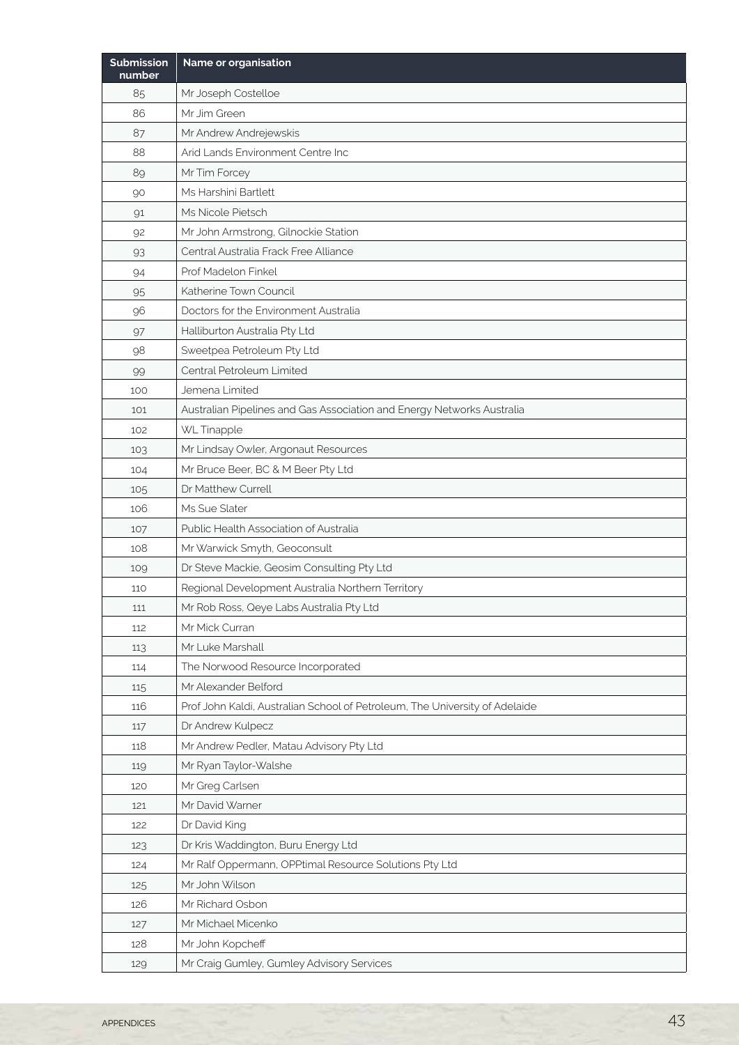| Submission number | Name or organisation |
| --- | --- |
| 85 | Mr Joseph Costelloe |
| 86 | Mr Jim Green |
| 87 | Mr Andrew Andrejewskis |
| 88 | Arid Lands Environment Centre Inc |
| 89 | Mr Tim Forcey |
| 90 | Ms Harshini Bartlett |
| 91 | Ms Nicole Pietsch |
| 92 | Mr John Armstrong, Gilnockie Station |
| 93 | Central Australia Frack Free Alliance |
| 94 | Prof Madelon Finkel |
| 95 | Katherine Town Council |
| 96 | Doctors for the Environment Australia |
| 97 | Halliburton Australia Pty Ltd |
| 98 | Sweetpea Petroleum Pty Ltd |
| 99 | Central Petroleum Limited |
| 100 | Jemena Limited |
| 101 | Australian Pipelines and Gas Association and Energy Networks Australia |
| 102 | WL Tinapple |
| 103 | Mr Lindsay Owler, Argonaut Resources |
| 104 | Mr Bruce Beer, BC & M Beer Pty Ltd |
| 105 | Dr Matthew Currell |
| 106 | Ms Sue Slater |
| 107 | Public Health Association of Australia |
| 108 | Mr Warwick Smyth, Geoconsult |
| 109 | Dr Steve Mackie, Geosim Consulting Pty Ltd |
| 110 | Regional Development Australia Northern Territory |
| 111 | Mr Rob Ross, Qeye Labs Australia Pty Ltd |
| 112 | Mr Mick Curran |
| 113 | Mr Luke Marshall |
| 114 | The Norwood Resource Incorporated |
| 115 | Mr Alexander Belford |
| 116 | Prof John Kaldi, Australian School of Petroleum, The University of Adelaide |
| 117 | Dr Andrew Kulpecz |
| 118 | Mr Andrew Pedler, Matau Advisory Pty Ltd |
| 119 | Mr Ryan Taylor-Walshe |
| 120 | Mr Greg Carlsen |
| 121 | Mr David Warner |
| 122 | Dr David King |
| 123 | Dr Kris Waddington, Buru Energy Ltd |
| 124 | Mr Ralf Oppermann, OPPtimal Resource Solutions Pty Ltd |
| 125 | Mr John Wilson |
| 126 | Mr Richard Osbon |
| 127 | Mr Michael Micenko |
| 128 | Mr John Kopcheff |
| 129 | Mr Craig Gumley, Gumley Advisory Services |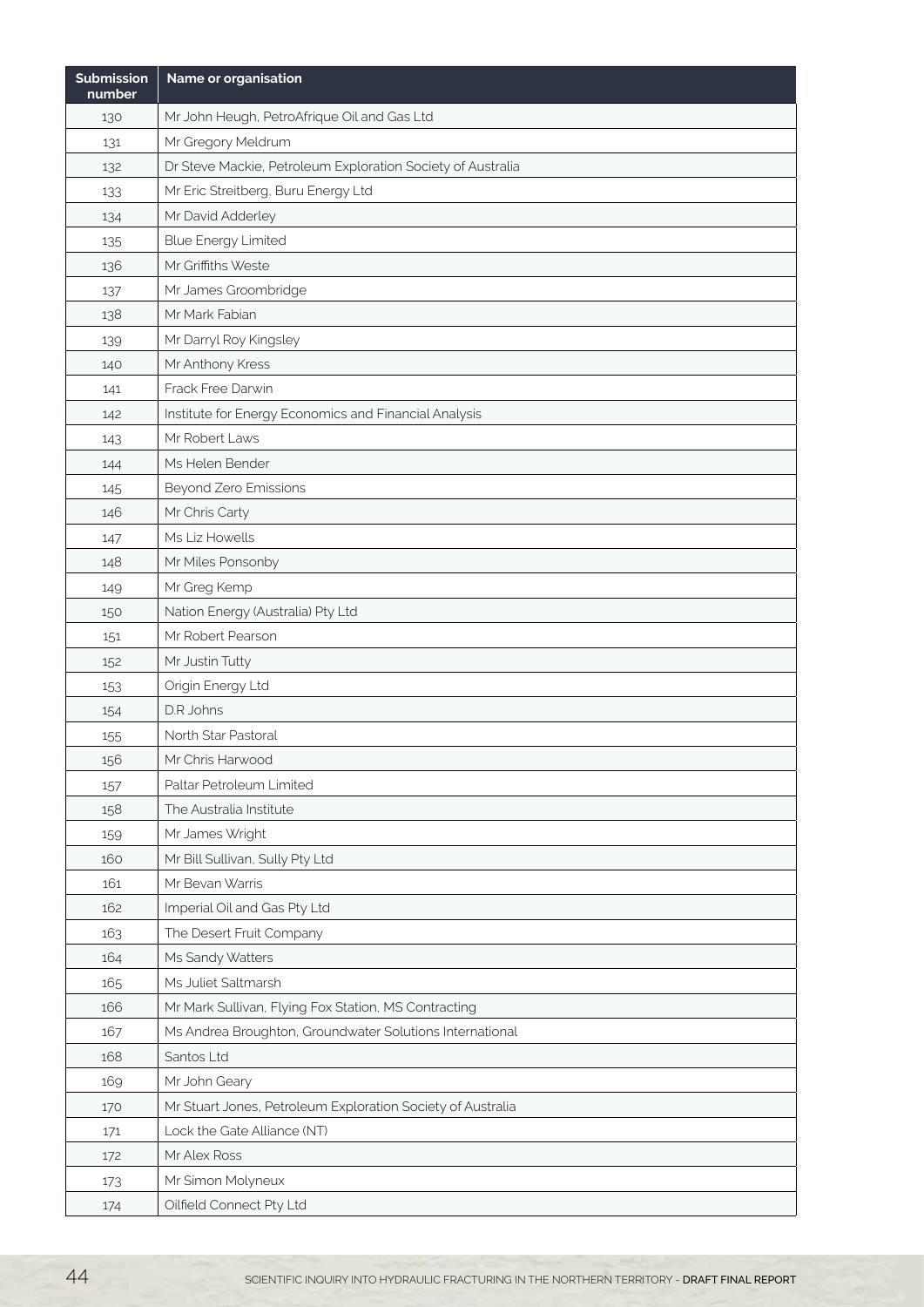| Submission number | Name or organisation |
| --- | --- |
| 130 | Mr John Heugh, PetroAfrique Oil and Gas Ltd |
| 131 | Mr Gregory Meldrum |
| 132 | Dr Steve Mackie, Petroleum Exploration Society of Australia |
| 133 | Mr Eric Streitberg, Buru Energy Ltd |
| 134 | Mr David Adderley |
| 135 | Blue Energy Limited |
| 136 | Mr Griffiths Weste |
| 137 | Mr James Groombridge |
| 138 | Mr Mark Fabian |
| 139 | Mr Darryl Roy Kingsley |
| 140 | Mr Anthony Kress |
| 141 | Frack Free Darwin |
| 142 | Institute for Energy Economics and Financial Analysis |
| 143 | Mr Robert Laws |
| 144 | Ms Helen Bender |
| 145 | Beyond Zero Emissions |
| 146 | Mr Chris Carty |
| 147 | Ms Liz Howells |
| 148 | Mr Miles Ponsonby |
| 149 | Mr Greg Kemp |
| 150 | Nation Energy (Australia) Pty Ltd |
| 151 | Mr Robert Pearson |
| 152 | Mr Justin Tutty |
| 153 | Origin Energy Ltd |
| 154 | D.R Johns |
| 155 | North Star Pastoral |
| 156 | Mr Chris Harwood |
| 157 | Paltar Petroleum Limited |
| 158 | The Australia Institute |
| 159 | Mr James Wright |
| 160 | Mr Bill Sullivan, Sully Pty Ltd |
| 161 | Mr Bevan Warris |
| 162 | Imperial Oil and Gas Pty Ltd |
| 163 | The Desert Fruit Company |
| 164 | Ms Sandy Watters |
| 165 | Ms Juliet Saltmarsh |
| 166 | Mr Mark Sullivan, Flying Fox Station, MS Contracting |
| 167 | Ms Andrea Broughton, Groundwater Solutions International |
| 168 | Santos Ltd |
| 169 | Mr John Geary |
| 170 | Mr Stuart Jones, Petroleum Exploration Society of Australia |
| 171 | Lock the Gate Alliance (NT) |
| 172 | Mr Alex Ross |
| 173 | Mr Simon Molyneux |
| 174 | Oilfield Connect Pty Ltd |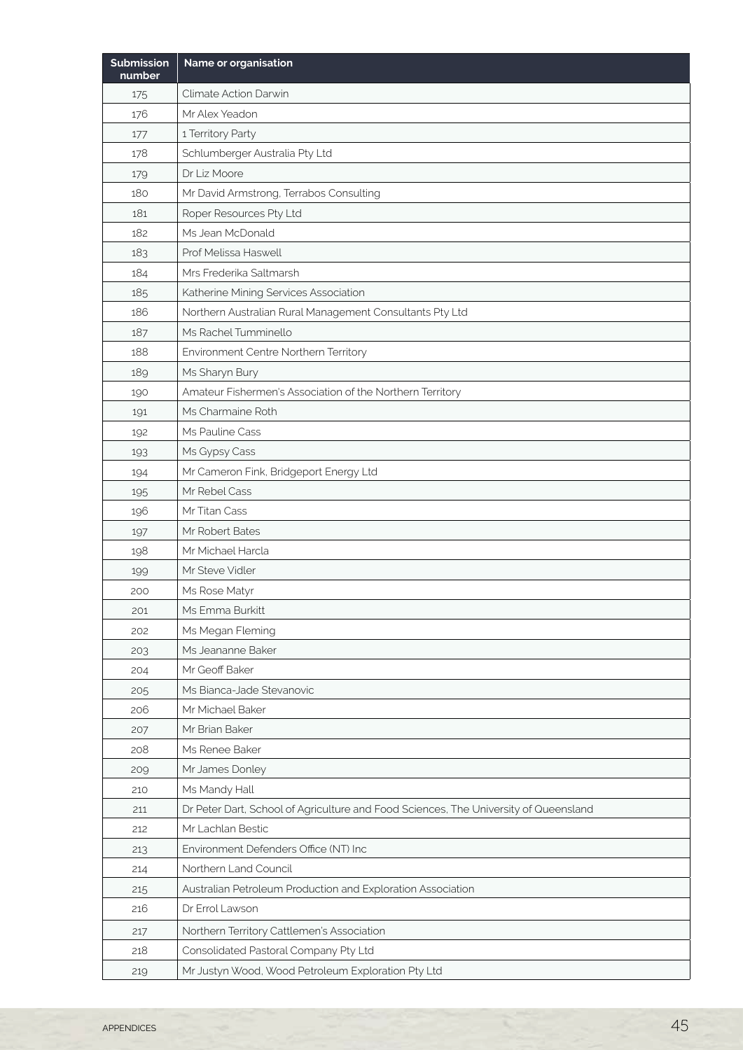| Submission number | Name or organisation |
|---|---|
| 175 | Climate Action Darwin |
| 176 | Mr Alex Yeadon |
| 177 | 1 Territory Party |
| 178 | Schlumberger Australia Pty Ltd |
| 179 | Dr Liz Moore |
| 180 | Mr David Armstrong, Terrabos Consulting |
| 181 | Roper Resources Pty Ltd |
| 182 | Ms Jean McDonald |
| 183 | Prof Melissa Haswell |
| 184 | Mrs Frederika Saltmarsh |
| 185 | Katherine Mining Services Association |
| 186 | Northern Australian Rural Management Consultants Pty Ltd |
| 187 | Ms Rachel Tumminello |
| 188 | Environment Centre Northern Territory |
| 189 | Ms Sharyn Bury |
| 190 | Amateur Fishermen's Association of the Northern Territory |
| 191 | Ms Charmaine Roth |
| 192 | Ms Pauline Cass |
| 193 | Ms Gypsy Cass |
| 194 | Mr Cameron Fink, Bridgeport Energy Ltd |
| 195 | Mr Rebel Cass |
| 196 | Mr Titan Cass |
| 197 | Mr Robert Bates |
| 198 | Mr Michael Harcla |
| 199 | Mr Steve Vidler |
| 200 | Ms Rose Matyr |
| 201 | Ms Emma Burkitt |
| 202 | Ms Megan Fleming |
| 203 | Ms Jeananne Baker |
| 204 | Mr Geoff Baker |
| 205 | Ms Bianca-Jade Stevanovic |
| 206 | Mr Michael Baker |
| 207 | Mr Brian Baker |
| 208 | Ms Renee Baker |
| 209 | Mr James Donley |
| 210 | Ms Mandy Hall |
| 211 | Dr Peter Dart, School of Agriculture and Food Sciences, The University of Queensland |
| 212 | Mr Lachlan Bestic |
| 213 | Environment Defenders Office (NT) Inc |
| 214 | Northern Land Council |
| 215 | Australian Petroleum Production and Exploration Association |
| 216 | Dr Errol Lawson |
| 217 | Northern Territory Cattlemen's Association |
| 218 | Consolidated Pastoral Company Pty Ltd |
| 219 | Mr Justyn Wood, Wood Petroleum Exploration Pty Ltd |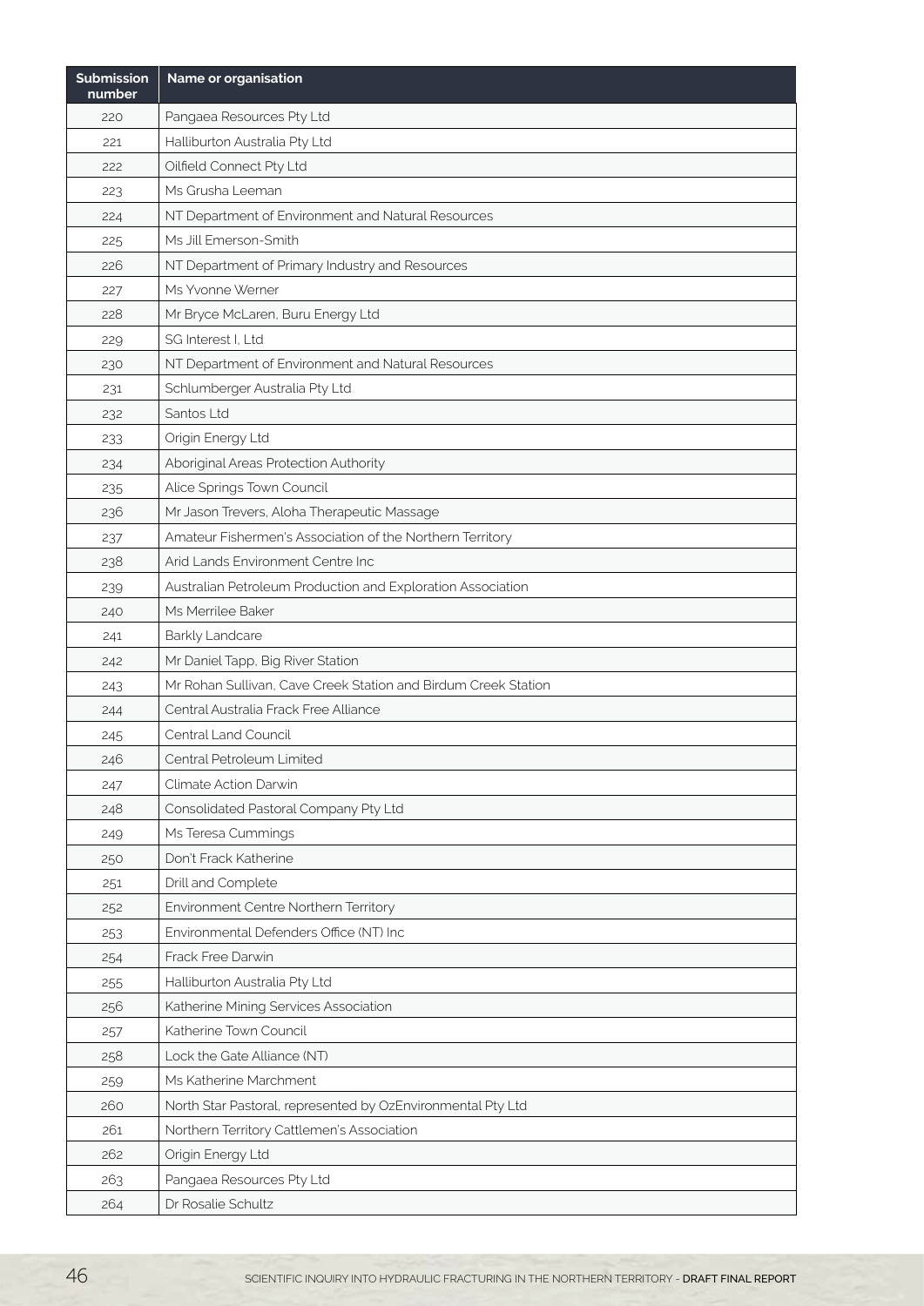| Submission number | Name or organisation |
| --- | --- |
| 220 | Pangaea Resources Pty Ltd |
| 221 | Halliburton Australia Pty Ltd |
| 222 | Oilfield Connect Pty Ltd |
| 223 | Ms Grusha Leeman |
| 224 | NT Department of Environment and Natural Resources |
| 225 | Ms Jill Emerson-Smith |
| 226 | NT Department of Primary Industry and Resources |
| 227 | Ms Yvonne Werner |
| 228 | Mr Bryce McLaren, Buru Energy Ltd |
| 229 | SG Interest I, Ltd |
| 230 | NT Department of Environment and Natural Resources |
| 231 | Schlumberger Australia Pty Ltd |
| 232 | Santos Ltd |
| 233 | Origin Energy Ltd |
| 234 | Aboriginal Areas Protection Authority |
| 235 | Alice Springs Town Council |
| 236 | Mr Jason Trevers, Aloha Therapeutic Massage |
| 237 | Amateur Fishermen's Association of the Northern Territory |
| 238 | Arid Lands Environment Centre Inc |
| 239 | Australian Petroleum Production and Exploration Association |
| 240 | Ms Merrilee Baker |
| 241 | Barkly Landcare |
| 242 | Mr Daniel Tapp, Big River Station |
| 243 | Mr Rohan Sullivan, Cave Creek Station and Birdum Creek Station |
| 244 | Central Australia Frack Free Alliance |
| 245 | Central Land Council |
| 246 | Central Petroleum Limited |
| 247 | Climate Action Darwin |
| 248 | Consolidated Pastoral Company Pty Ltd |
| 249 | Ms Teresa Cummings |
| 250 | Don't Frack Katherine |
| 251 | Drill and Complete |
| 252 | Environment Centre Northern Territory |
| 253 | Environmental Defenders Office (NT) Inc |
| 254 | Frack Free Darwin |
| 255 | Halliburton Australia Pty Ltd |
| 256 | Katherine Mining Services Association |
| 257 | Katherine Town Council |
| 258 | Lock the Gate Alliance (NT) |
| 259 | Ms Katherine Marchment |
| 260 | North Star Pastoral, represented by OzEnvironmental Pty Ltd |
| 261 | Northern Territory Cattlemen's Association |
| 262 | Origin Energy Ltd |
| 263 | Pangaea Resources Pty Ltd |
| 264 | Dr Rosalie Schultz |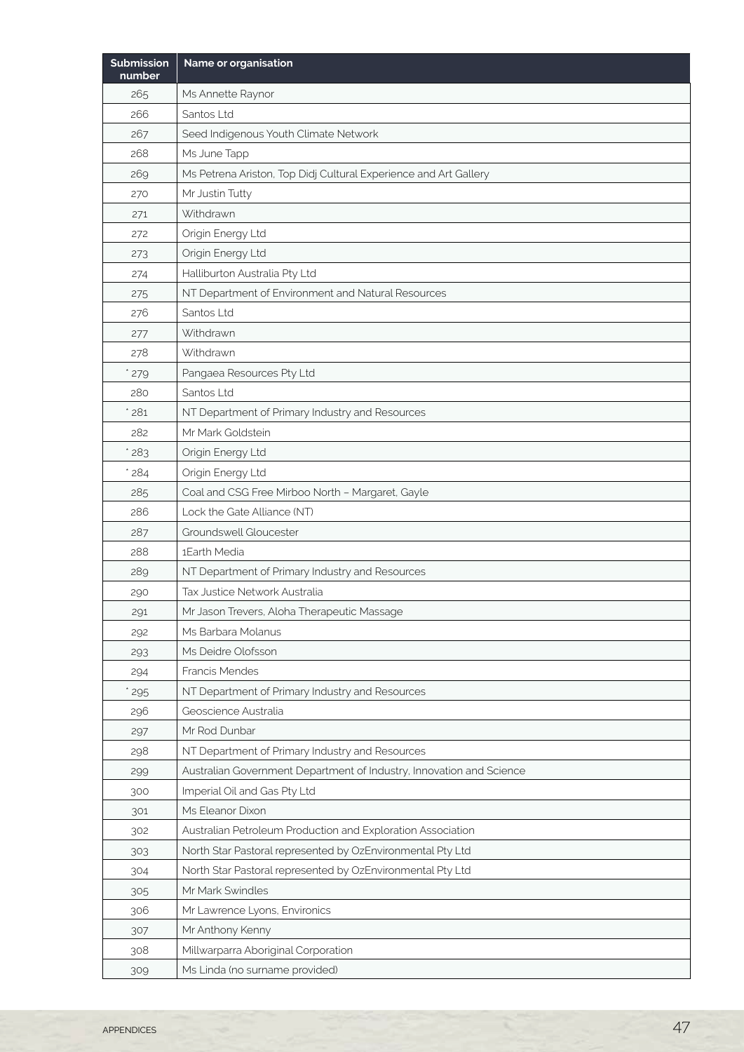| Submission number | Name or organisation |
| --- | --- |
| 265 | Ms Annette Raynor |
| 266 | Santos Ltd |
| 267 | Seed Indigenous Youth Climate Network |
| 268 | Ms June Tapp |
| 269 | Ms Petrena Ariston, Top Didj Cultural Experience and Art Gallery |
| 270 | Mr Justin Tutty |
| 271 | Withdrawn |
| 272 | Origin Energy Ltd |
| 273 | Origin Energy Ltd |
| 274 | Halliburton Australia Pty Ltd |
| 275 | NT Department of Environment and Natural Resources |
| 276 | Santos Ltd |
| 277 | Withdrawn |
| 278 | Withdrawn |
| * 279 | Pangaea Resources Pty Ltd |
| 280 | Santos Ltd |
| * 281 | NT Department of Primary Industry and Resources |
| 282 | Mr Mark Goldstein |
| * 283 | Origin Energy Ltd |
| * 284 | Origin Energy Ltd |
| 285 | Coal and CSG Free Mirboo North – Margaret, Gayle |
| 286 | Lock the Gate Alliance (NT) |
| 287 | Groundswell Gloucester |
| 288 | 1Earth Media |
| 289 | NT Department of Primary Industry and Resources |
| 290 | Tax Justice Network Australia |
| 291 | Mr Jason Trevers, Aloha Therapeutic Massage |
| 292 | Ms Barbara Molanus |
| 293 | Ms Deidre Olofsson |
| 294 | Francis Mendes |
| * 295 | NT Department of Primary Industry and Resources |
| 296 | Geoscience Australia |
| 297 | Mr Rod Dunbar |
| 298 | NT Department of Primary Industry and Resources |
| 299 | Australian Government Department of Industry, Innovation and Science |
| 300 | Imperial Oil and Gas Pty Ltd |
| 301 | Ms Eleanor Dixon |
| 302 | Australian Petroleum Production and Exploration Association |
| 303 | North Star Pastoral represented by OzEnvironmental Pty Ltd |
| 304 | North Star Pastoral represented by OzEnvironmental Pty Ltd |
| 305 | Mr Mark Swindles |
| 306 | Mr Lawrence Lyons, Environics |
| 307 | Mr Anthony Kenny |
| 308 | Millwarparra Aboriginal Corporation |
| 309 | Ms Linda (no surname provided) |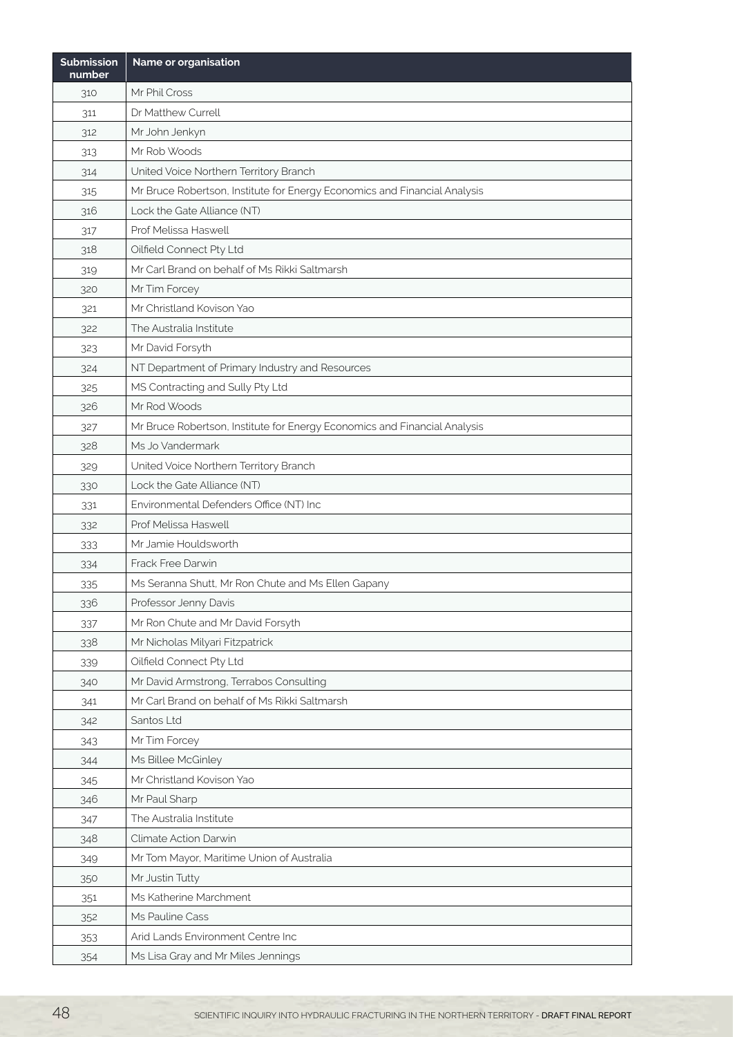| Submission number | Name or organisation |
|---|---|
| 310 | Mr Phil Cross |
| 311 | Dr Matthew Currell |
| 312 | Mr John Jenkyn |
| 313 | Mr Rob Woods |
| 314 | United Voice Northern Territory Branch |
| 315 | Mr Bruce Robertson, Institute for Energy Economics and Financial Analysis |
| 316 | Lock the Gate Alliance (NT) |
| 317 | Prof Melissa Haswell |
| 318 | Oilfield Connect Pty Ltd |
| 319 | Mr Carl Brand on behalf of Ms Rikki Saltmarsh |
| 320 | Mr Tim Forcey |
| 321 | Mr Christland Kovison Yao |
| 322 | The Australia Institute |
| 323 | Mr David Forsyth |
| 324 | NT Department of Primary Industry and Resources |
| 325 | MS Contracting and Sully Pty Ltd |
| 326 | Mr Rod Woods |
| 327 | Mr Bruce Robertson, Institute for Energy Economics and Financial Analysis |
| 328 | Ms Jo Vandermark |
| 329 | United Voice Northern Territory Branch |
| 330 | Lock the Gate Alliance (NT) |
| 331 | Environmental Defenders Office (NT) Inc |
| 332 | Prof Melissa Haswell |
| 333 | Mr Jamie Houldsworth |
| 334 | Frack Free Darwin |
| 335 | Ms Seranna Shutt, Mr Ron Chute and Ms Ellen Gapany |
| 336 | Professor Jenny Davis |
| 337 | Mr Ron Chute and Mr David Forsyth |
| 338 | Mr Nicholas Milyari Fitzpatrick |
| 339 | Oilfield Connect Pty Ltd |
| 340 | Mr David Armstrong, Terrabos Consulting |
| 341 | Mr Carl Brand on behalf of Ms Rikki Saltmarsh |
| 342 | Santos Ltd |
| 343 | Mr Tim Forcey |
| 344 | Ms Billee McGinley |
| 345 | Mr Christland Kovison Yao |
| 346 | Mr Paul Sharp |
| 347 | The Australia Institute |
| 348 | Climate Action Darwin |
| 349 | Mr Tom Mayor, Maritime Union of Australia |
| 350 | Mr Justin Tutty |
| 351 | Ms Katherine Marchment |
| 352 | Ms Pauline Cass |
| 353 | Arid Lands Environment Centre Inc |
| 354 | Ms Lisa Gray and Mr Miles Jennings |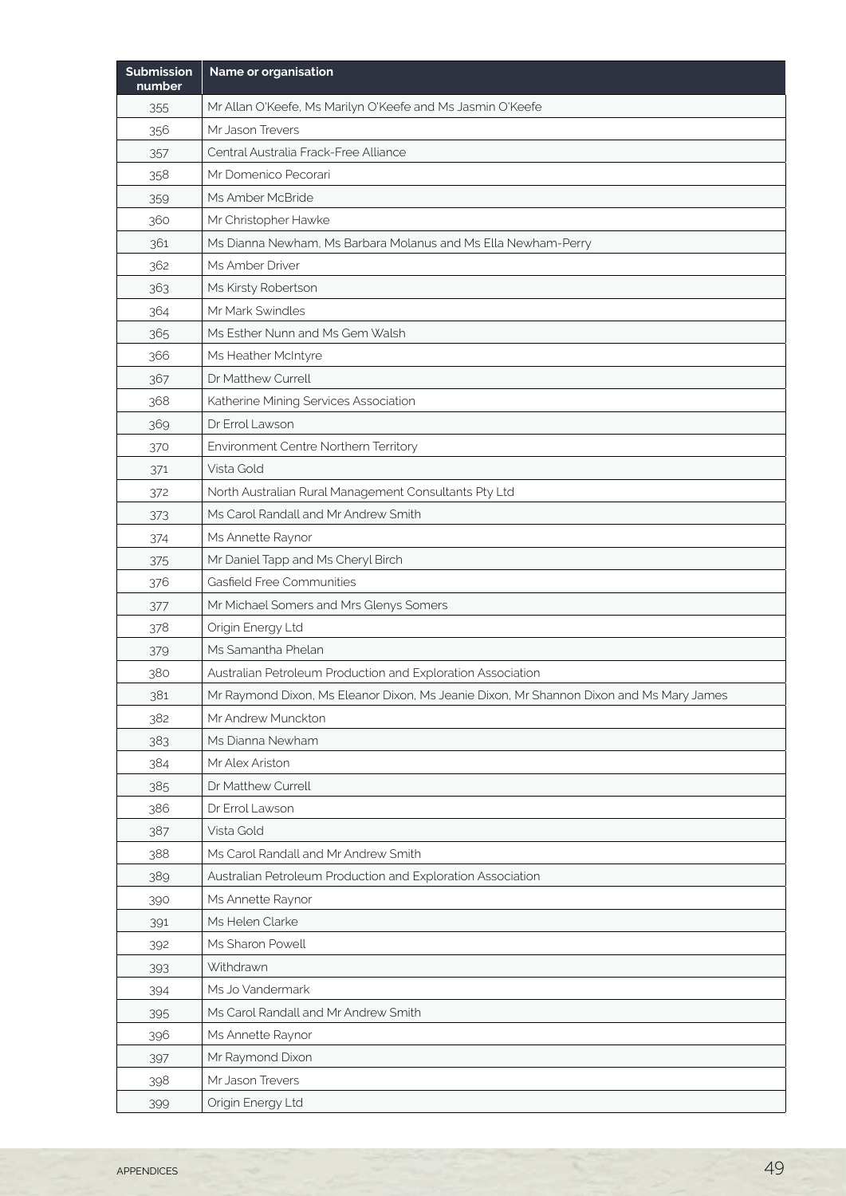| Submission number | Name or organisation |
|---|---|
| 355 | Mr Allan O'Keefe, Ms Marilyn O'Keefe and Ms Jasmin O'Keefe |
| 356 | Mr Jason Trevers |
| 357 | Central Australia Frack-Free Alliance |
| 358 | Mr Domenico Pecorari |
| 359 | Ms Amber McBride |
| 360 | Mr Christopher Hawke |
| 361 | Ms Dianna Newham, Ms Barbara Molanus and Ms Ella Newham-Perry |
| 362 | Ms Amber Driver |
| 363 | Ms Kirsty Robertson |
| 364 | Mr Mark Swindles |
| 365 | Ms Esther Nunn and Ms Gem Walsh |
| 366 | Ms Heather McIntyre |
| 367 | Dr Matthew Currell |
| 368 | Katherine Mining Services Association |
| 369 | Dr Errol Lawson |
| 370 | Environment Centre Northern Territory |
| 371 | Vista Gold |
| 372 | North Australian Rural Management Consultants Pty Ltd |
| 373 | Ms Carol Randall and Mr Andrew Smith |
| 374 | Ms Annette Raynor |
| 375 | Mr Daniel Tapp and Ms Cheryl Birch |
| 376 | Gasfield Free Communities |
| 377 | Mr Michael Somers and Mrs Glenys Somers |
| 378 | Origin Energy Ltd |
| 379 | Ms Samantha Phelan |
| 380 | Australian Petroleum Production and Exploration Association |
| 381 | Mr Raymond Dixon, Ms Eleanor Dixon, Ms Jeanie Dixon, Mr Shannon Dixon and Ms Mary James |
| 382 | Mr Andrew Munckton |
| 383 | Ms Dianna Newham |
| 384 | Mr Alex Ariston |
| 385 | Dr Matthew Currell |
| 386 | Dr Errol Lawson |
| 387 | Vista Gold |
| 388 | Ms Carol Randall and Mr Andrew Smith |
| 389 | Australian Petroleum Production and Exploration Association |
| 390 | Ms Annette Raynor |
| 391 | Ms Helen Clarke |
| 392 | Ms Sharon Powell |
| 393 | Withdrawn |
| 394 | Ms Jo Vandermark |
| 395 | Ms Carol Randall and Mr Andrew Smith |
| 396 | Ms Annette Raynor |
| 397 | Mr Raymond Dixon |
| 398 | Mr Jason Trevers |
| 399 | Origin Energy Ltd |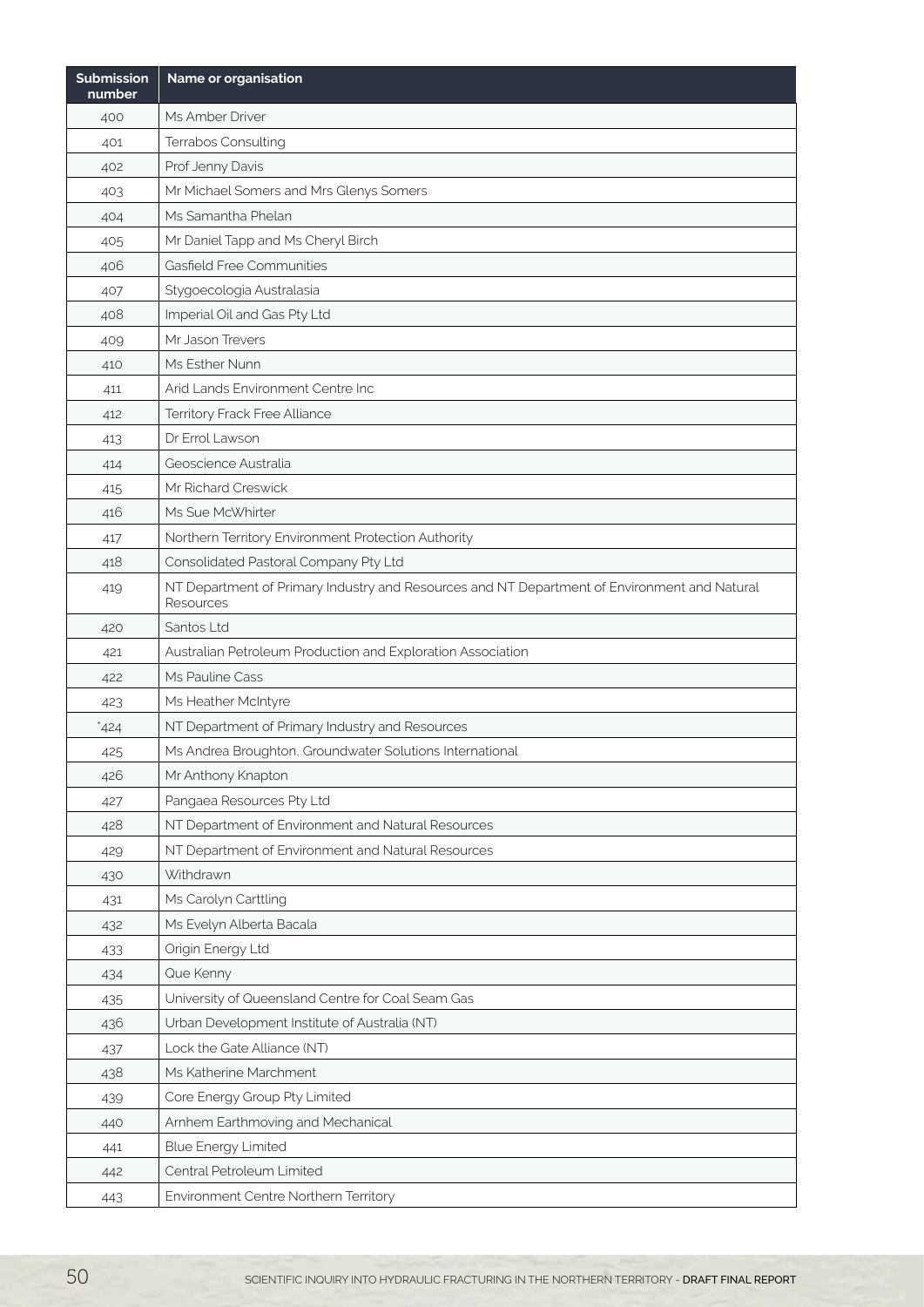| Submission number | Name or organisation |
|---|---|
| 400 | Ms Amber Driver |
| 401 | Terrabos Consulting |
| 402 | Prof Jenny Davis |
| 403 | Mr Michael Somers and Mrs Glenys Somers |
| 404 | Ms Samantha Phelan |
| 405 | Mr Daniel Tapp and Ms Cheryl Birch |
| 406 | Gasfield Free Communities |
| 407 | Stygoecologia Australasia |
| 408 | Imperial Oil and Gas Pty Ltd |
| 409 | Mr Jason Trevers |
| 410 | Ms Esther Nunn |
| 411 | Arid Lands Environment Centre Inc |
| 412 | Territory Frack Free Alliance |
| 413 | Dr Errol Lawson |
| 414 | Geoscience Australia |
| 415 | Mr Richard Creswick |
| 416 | Ms Sue McWhirter |
| 417 | Northern Territory Environment Protection Authority |
| 418 | Consolidated Pastoral Company Pty Ltd |
| 419 | NT Department of Primary Industry and Resources and NT Department of Environment and Natural Resources |
| 420 | Santos Ltd |
| 421 | Australian Petroleum Production and Exploration Association |
| 422 | Ms Pauline Cass |
| 423 | Ms Heather McIntyre |
| *424 | NT Department of Primary Industry and Resources |
| 425 | Ms Andrea Broughton, Groundwater Solutions International |
| 426 | Mr Anthony Knapton |
| 427 | Pangaea Resources Pty Ltd |
| 428 | NT Department of Environment and Natural Resources |
| 429 | NT Department of Environment and Natural Resources |
| 430 | Withdrawn |
| 431 | Ms Carolyn Carttling |
| 432 | Ms Evelyn Alberta Bacala |
| 433 | Origin Energy Ltd |
| 434 | Que Kenny |
| 435 | University of Queensland Centre for Coal Seam Gas |
| 436 | Urban Development Institute of Australia (NT) |
| 437 | Lock the Gate Alliance (NT) |
| 438 | Ms Katherine Marchment |
| 439 | Core Energy Group Pty Limited |
| 440 | Arnhem Earthmoving and Mechanical |
| 441 | Blue Energy Limited |
| 442 | Central Petroleum Limited |
| 443 | Environment Centre Northern Territory |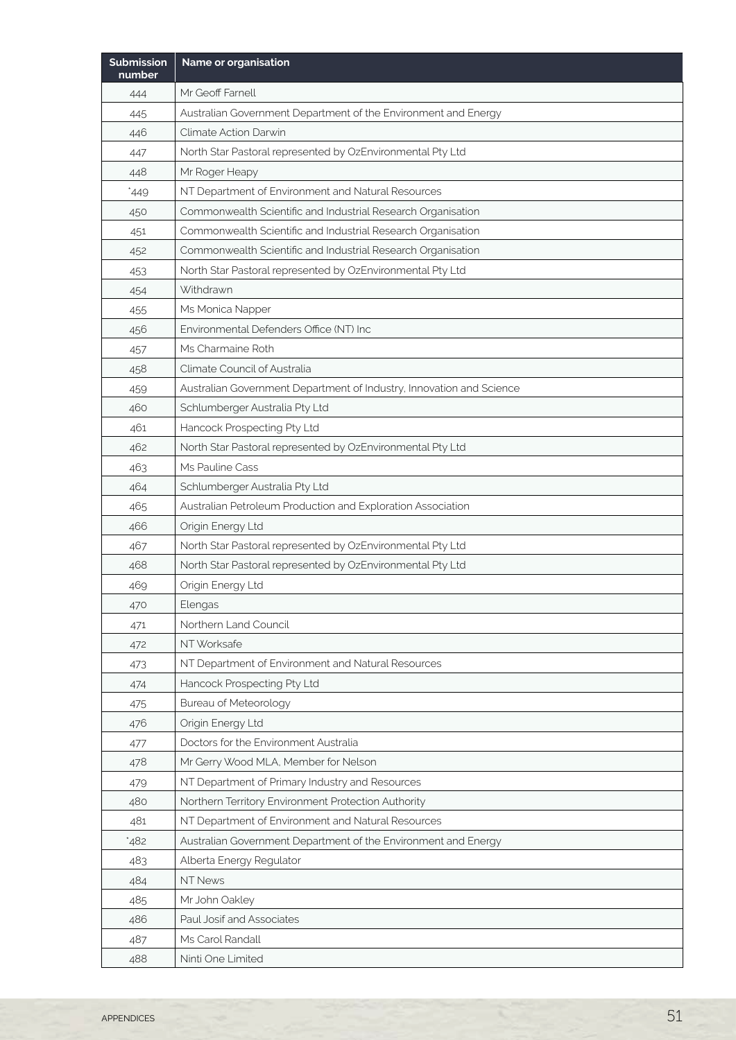| Submission number | Name or organisation |
|---|---|
| 444 | Mr Geoff Farnell |
| 445 | Australian Government Department of the Environment and Energy |
| 446 | Climate Action Darwin |
| 447 | North Star Pastoral represented by OzEnvironmental Pty Ltd |
| 448 | Mr Roger Heapy |
| *449 | NT Department of Environment and Natural Resources |
| 450 | Commonwealth Scientific and Industrial Research Organisation |
| 451 | Commonwealth Scientific and Industrial Research Organisation |
| 452 | Commonwealth Scientific and Industrial Research Organisation |
| 453 | North Star Pastoral represented by OzEnvironmental Pty Ltd |
| 454 | Withdrawn |
| 455 | Ms Monica Napper |
| 456 | Environmental Defenders Office (NT) Inc |
| 457 | Ms Charmaine Roth |
| 458 | Climate Council of Australia |
| 459 | Australian Government Department of Industry, Innovation and Science |
| 460 | Schlumberger Australia Pty Ltd |
| 461 | Hancock Prospecting Pty Ltd |
| 462 | North Star Pastoral represented by OzEnvironmental Pty Ltd |
| 463 | Ms Pauline Cass |
| 464 | Schlumberger Australia Pty Ltd |
| 465 | Australian Petroleum Production and Exploration Association |
| 466 | Origin Energy Ltd |
| 467 | North Star Pastoral represented by OzEnvironmental Pty Ltd |
| 468 | North Star Pastoral represented by OzEnvironmental Pty Ltd |
| 469 | Origin Energy Ltd |
| 470 | Elengas |
| 471 | Northern Land Council |
| 472 | NT Worksafe |
| 473 | NT Department of Environment and Natural Resources |
| 474 | Hancock Prospecting Pty Ltd |
| 475 | Bureau of Meteorology |
| 476 | Origin Energy Ltd |
| 477 | Doctors for the Environment Australia |
| 478 | Mr Gerry Wood MLA, Member for Nelson |
| 479 | NT Department of Primary Industry and Resources |
| 480 | Northern Territory Environment Protection Authority |
| 481 | NT Department of Environment and Natural Resources |
| *482 | Australian Government Department of the Environment and Energy |
| 483 | Alberta Energy Regulator |
| 484 | NT News |
| 485 | Mr John Oakley |
| 486 | Paul Josif and Associates |
| 487 | Ms Carol Randall |
| 488 | Ninti One Limited |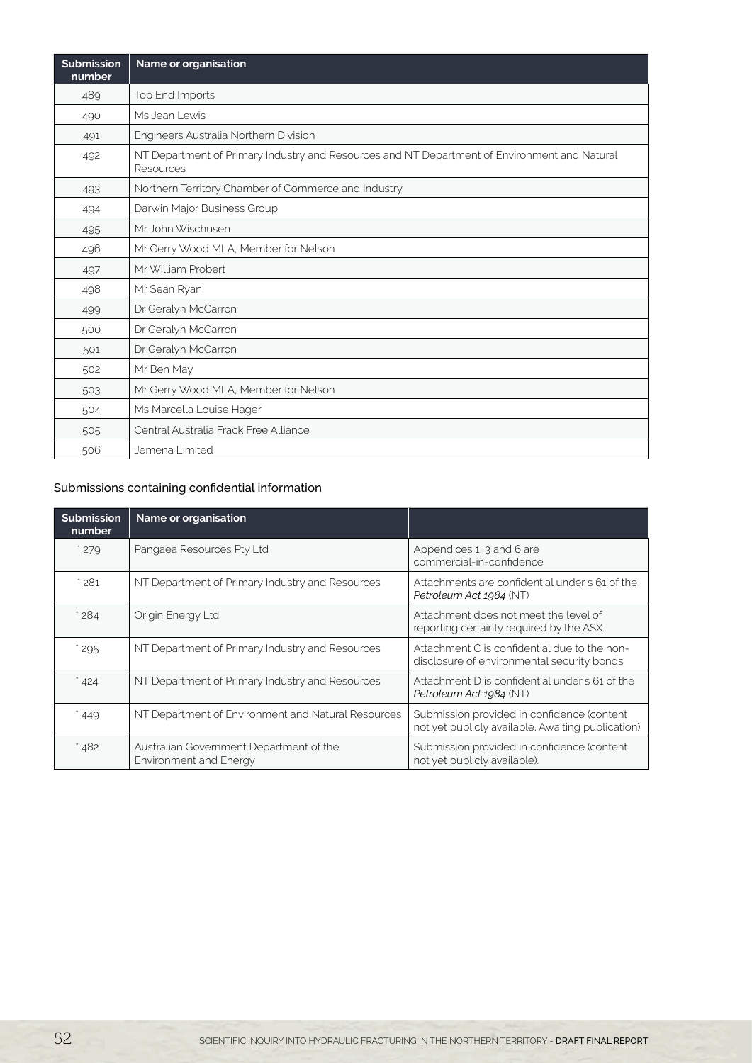| Submission number | Name or organisation |
|---|---|
| 489 | Top End Imports |
| 490 | Ms Jean Lewis |
| 491 | Engineers Australia Northern Division |
| 492 | NT Department of Primary Industry and Resources and NT Department of Environment and Natural Resources |
| 493 | Northern Territory Chamber of Commerce and Industry |
| 494 | Darwin Major Business Group |
| 495 | Mr John Wischusen |
| 496 | Mr Gerry Wood MLA, Member for Nelson |
| 497 | Mr William Probert |
| 498 | Mr Sean Ryan |
| 499 | Dr Geralyn McCarron |
| 500 | Dr Geralyn McCarron |
| 501 | Dr Geralyn McCarron |
| 502 | Mr Ben May |
| 503 | Mr Gerry Wood MLA, Member for Nelson |
| 504 | Ms Marcella Louise Hager |
| 505 | Central Australia Frack Free Alliance |
| 506 | Jemena Limited |

Submissions containing confidential information

| Submission number | Name or organisation | |
|---|---|---|
| * 279 | Pangaea Resources Pty Ltd | Appendices 1, 3 and 6 are commercial-in-confidence |
| * 281 | NT Department of Primary Industry and Resources | Attachments are confidential under s 61 of the *Petroleum Act 1984* (NT) |
| * 284 | Origin Energy Ltd | Attachment does not meet the level of reporting certainty required by the ASX |
| * 295 | NT Department of Primary Industry and Resources | Attachment C is confidential due to the non-disclosure of environmental security bonds |
| * 424 | NT Department of Primary Industry and Resources | Attachment D is confidential under s 61 of the *Petroleum Act 1984* (NT) |
| * 449 | NT Department of Environment and Natural Resources | Submission provided in confidence (content not yet publicly available. Awaiting publication) |
| * 482 | Australian Government Department of the Environment and Energy | Submission provided in confidence (content not yet publicly available). |